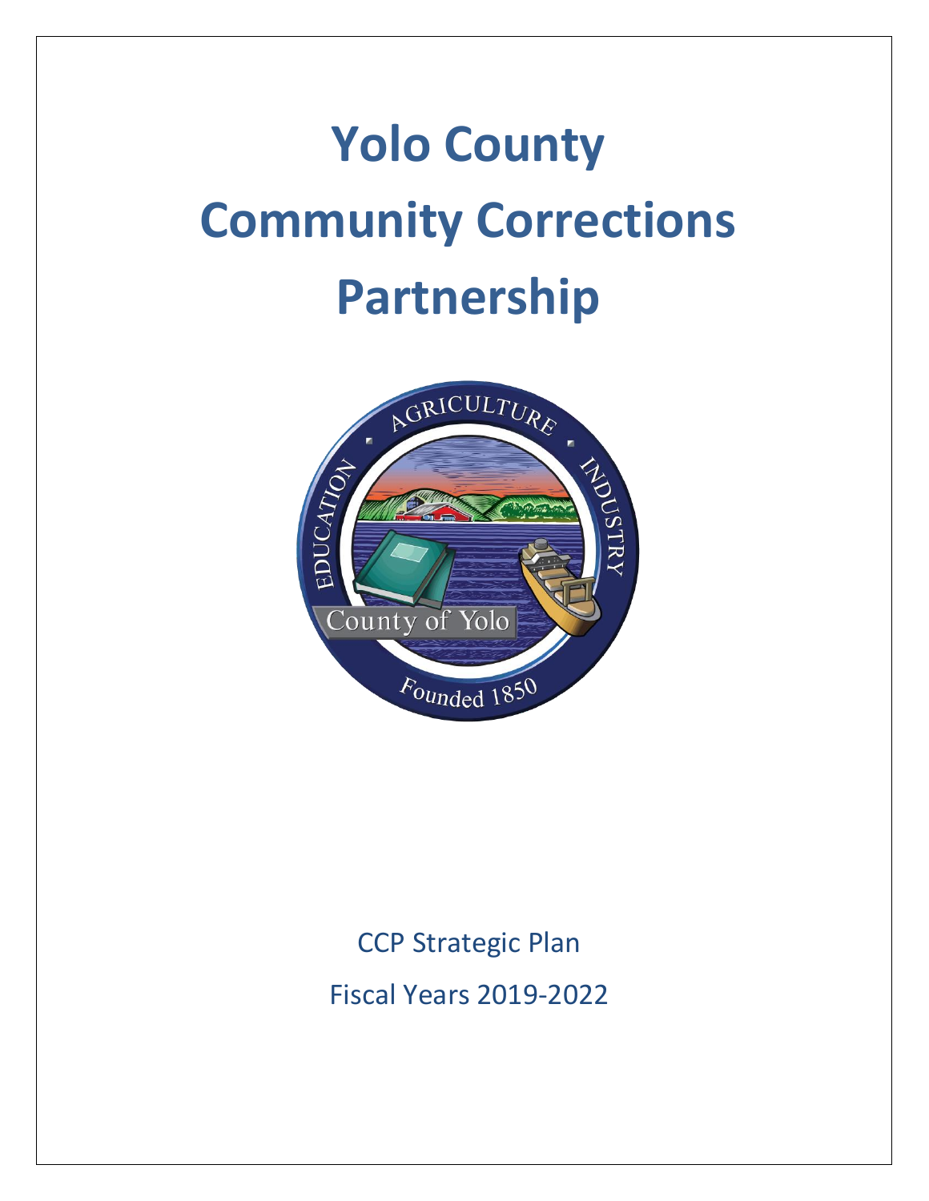# Yolo County Community Corrections Partnership

CCP Strategic Plan

Fiscal Years 2019-2022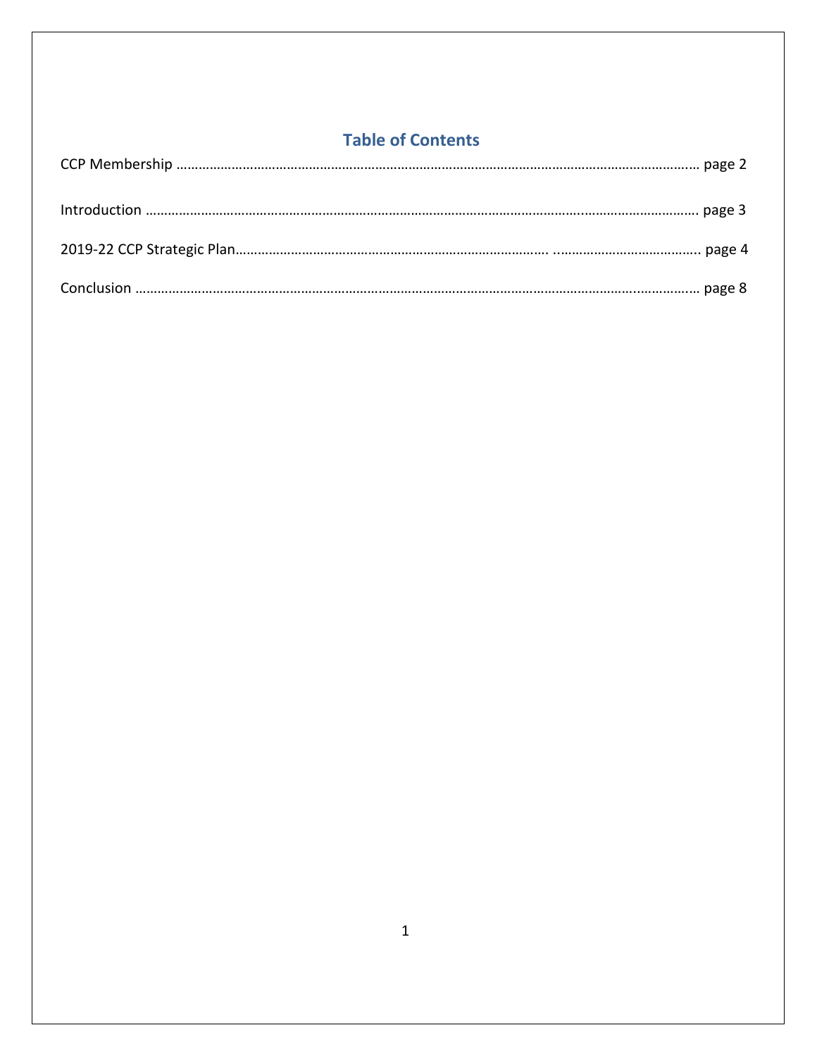## Table of Contents

CCP Membership …………………………………………………………………………………………………………………….… page 2

Introduction ………………………………………………………………………………………………………….………………………. page 3

2019-22 CCP Strategic Plan……………………………………………………………………….. ………………………………….. page 4

Conclusion ………………………………………………………………………………………………………………………….………….… page 8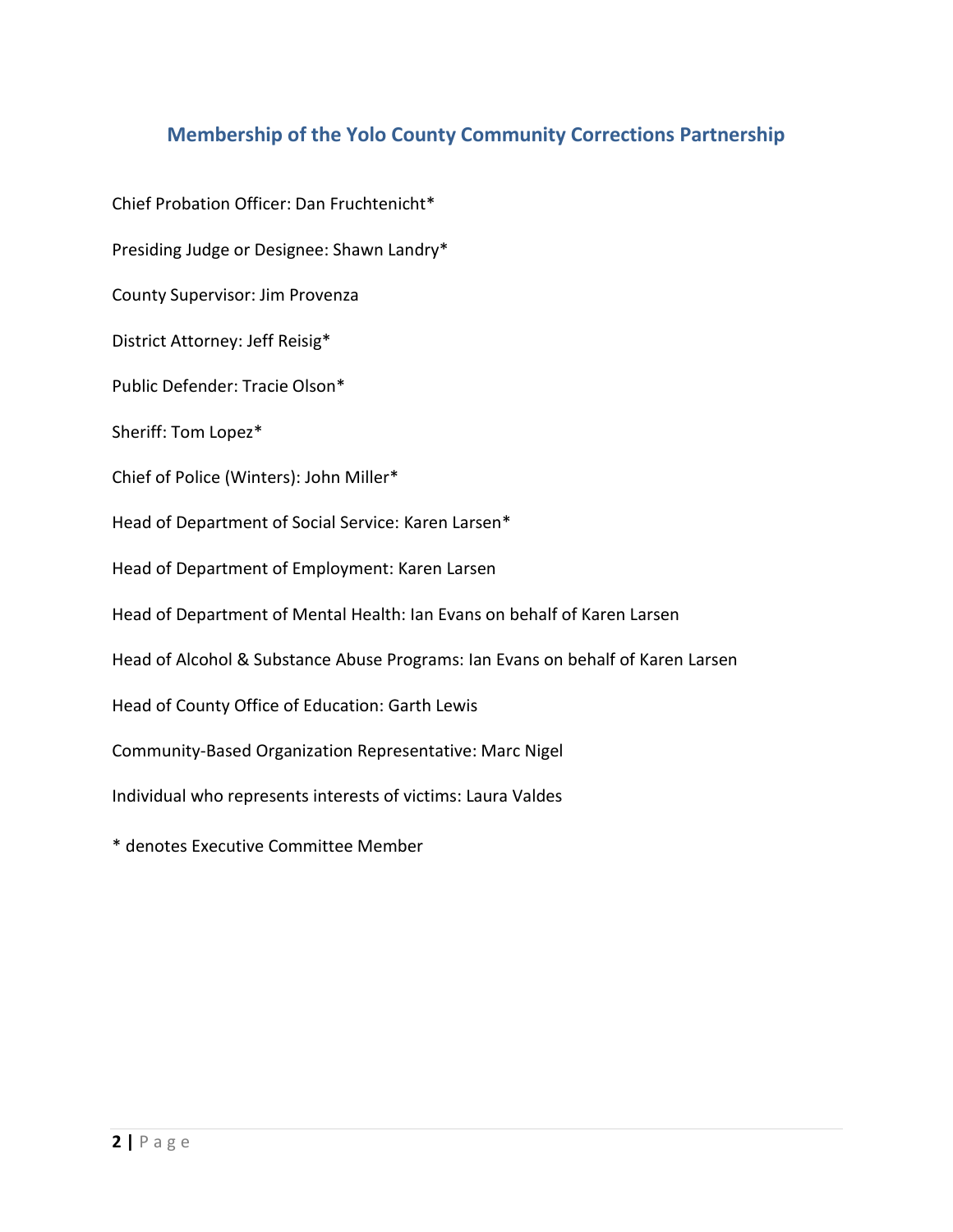## Membership of the Yolo County Community Corrections Partnership

Chief Probation Officer: Dan Fruchtenicht*

Presiding Judge or Designee: Shawn Landry*

County Supervisor: Jim Provenza

District Attorney: Jeff Reisig*

Public Defender: Tracie Olson*

Sheriff: Tom Lopez*

Chief of Police (Winters): John Miller*

Head of Department of Social Service: Karen Larsen*

Head of Department of Employment: Karen Larsen

Head of Department of Mental Health: Ian Evans on behalf of Karen Larsen

Head of Alcohol & Substance Abuse Programs: Ian Evans on behalf of Karen Larsen

Head of County Office of Education: Garth Lewis

Community-Based Organization Representative: Marc Nigel

Individual who represents interests of victims: Laura Valdes

* denotes Executive Committee Member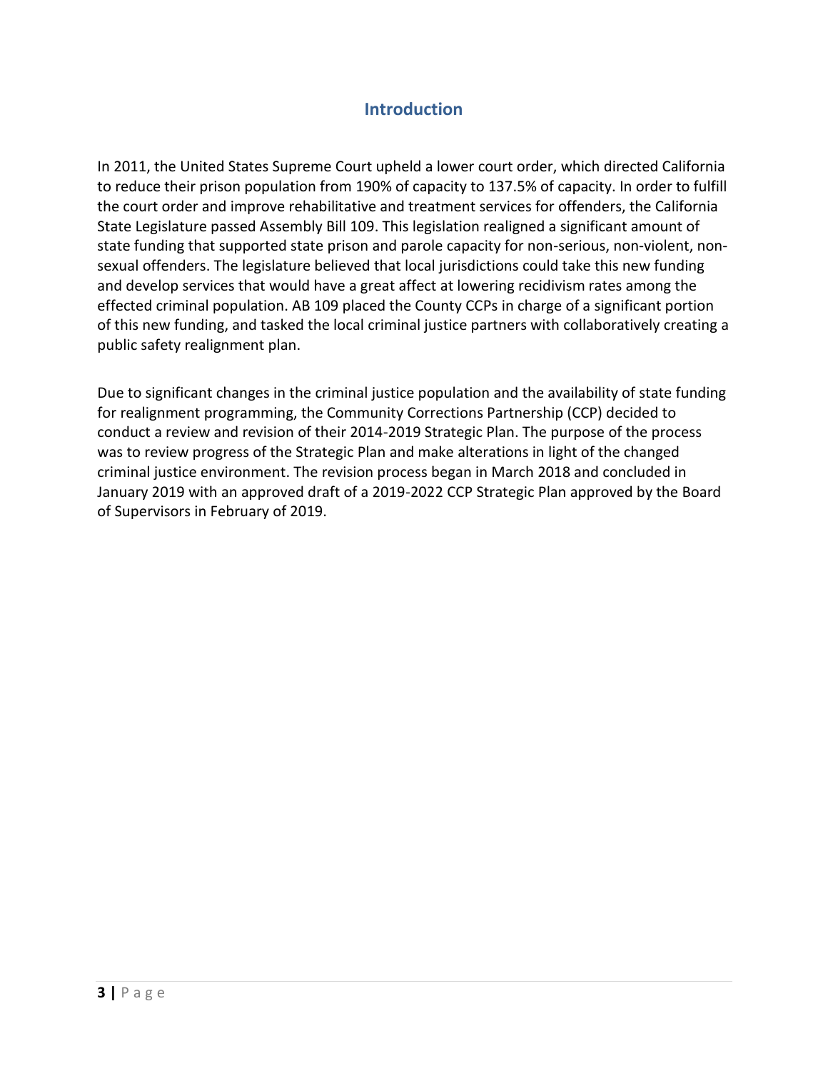## Introduction

In 2011, the United States Supreme Court upheld a lower court order, which directed California to reduce their prison population from 190% of capacity to 137.5% of capacity. In order to fulfill the court order and improve rehabilitative and treatment services for offenders, the California State Legislature passed Assembly Bill 109. This legislation realigned a significant amount of state funding that supported state prison and parole capacity for non-serious, non-violent, non-sexual offenders. The legislature believed that local jurisdictions could take this new funding and develop services that would have a great affect at lowering recidivism rates among the effected criminal population. AB 109 placed the County CCPs in charge of a significant portion of this new funding, and tasked the local criminal justice partners with collaboratively creating a public safety realignment plan.

Due to significant changes in the criminal justice population and the availability of state funding for realignment programming, the Community Corrections Partnership (CCP) decided to conduct a review and revision of their 2014-2019 Strategic Plan. The purpose of the process was to review progress of the Strategic Plan and make alterations in light of the changed criminal justice environment. The revision process began in March 2018 and concluded in January 2019 with an approved draft of a 2019-2022 CCP Strategic Plan approved by the Board of Supervisors in February of 2019.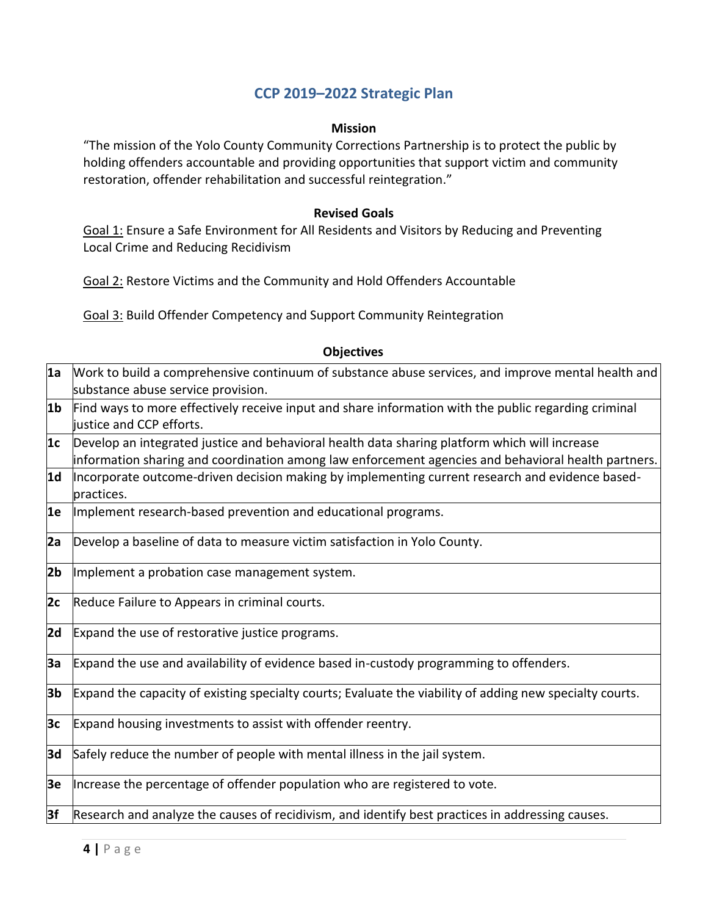# CCP 2019–2022 Strategic Plan

**Mission**

"The mission of the Yolo County Community Corrections Partnership is to protect the public by holding offenders accountable and providing opportunities that support victim and community restoration, offender rehabilitation and successful reintegration."

**Revised Goals**

Goal 1: Ensure a Safe Environment for All Residents and Visitors by Reducing and Preventing Local Crime and Reducing Recidivism

Goal 2: Restore Victims and the Community and Hold Offenders Accountable

Goal 3: Build Offender Competency and Support Community Reintegration

**Objectives**

| | |
|---|---|
| **1a** | Work to build a comprehensive continuum of substance abuse services, and improve mental health and substance abuse service provision. |
| **1b** | Find ways to more effectively receive input and share information with the public regarding criminal justice and CCP efforts. |
| **1c** | Develop an integrated justice and behavioral health data sharing platform which will increase information sharing and coordination among law enforcement agencies and behavioral health partners. |
| **1d** | Incorporate outcome-driven decision making by implementing current research and evidence based-practices. |
| **1e** | Implement research-based prevention and educational programs. |
| **2a** | Develop a baseline of data to measure victim satisfaction in Yolo County. |
| **2b** | Implement a probation case management system. |
| **2c** | Reduce Failure to Appears in criminal courts. |
| **2d** | Expand the use of restorative justice programs. |
| **3a** | Expand the use and availability of evidence based in-custody programming to offenders. |
| **3b** | Expand the capacity of existing specialty courts; Evaluate the viability of adding new specialty courts. |
| **3c** | Expand housing investments to assist with offender reentry. |
| **3d** | Safely reduce the number of people with mental illness in the jail system. |
| **3e** | Increase the percentage of offender population who are registered to vote. |
| **3f** | Research and analyze the causes of recidivism, and identify best practices in addressing causes. |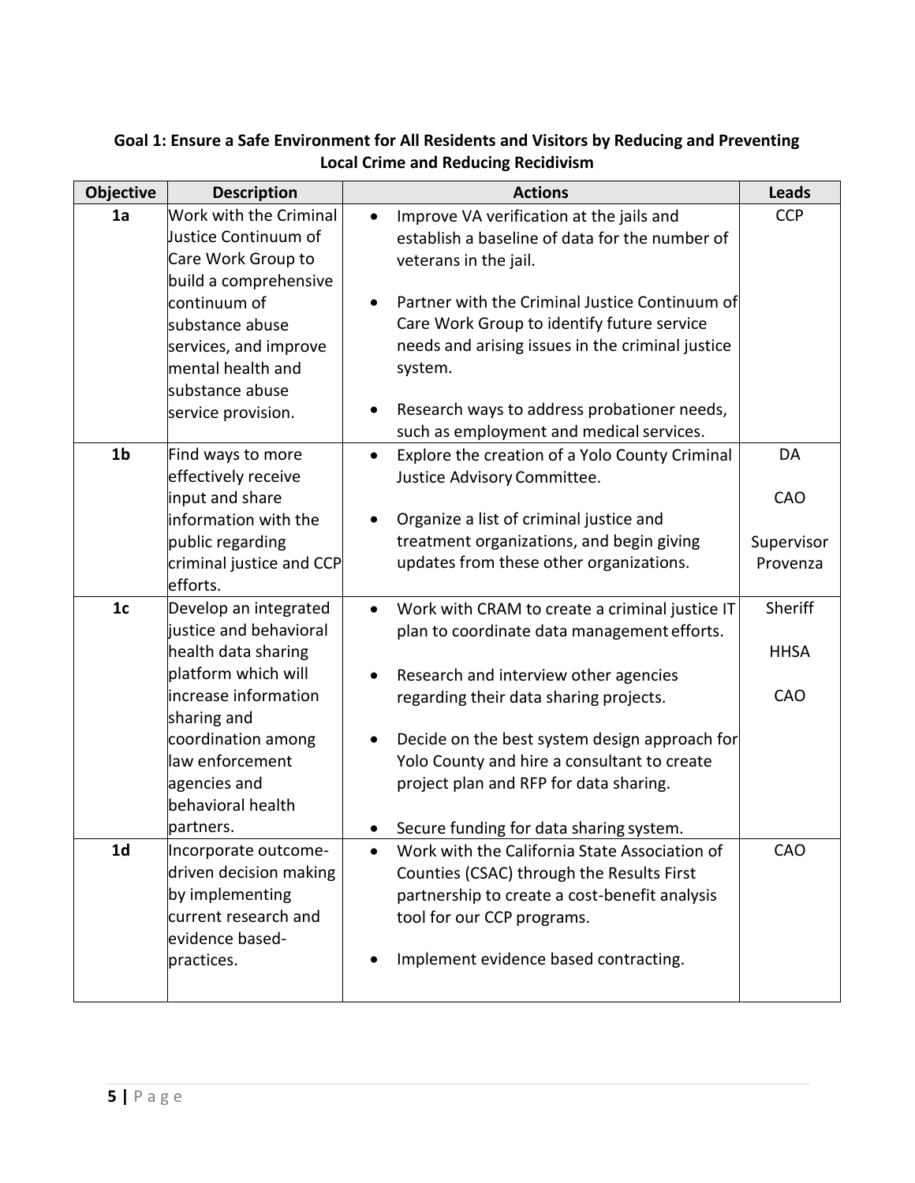**Goal 1: Ensure a Safe Environment for All Residents and Visitors by Reducing and Preventing Local Crime and Reducing Recidivism**

| Objective | Description | Actions | Leads |
|---|---|---|---|
| **1a** | Work with the Criminal Justice Continuum of Care Work Group to build a comprehensive continuum of substance abuse services, and improve mental health and substance abuse service provision. | • Improve VA verification at the jails and establish a baseline of data for the number of veterans in the jail.<br><br>• Partner with the Criminal Justice Continuum of Care Work Group to identify future service needs and arising issues in the criminal justice system.<br><br>• Research ways to address probationer needs, such as employment and medical services. | CCP |
| **1b** | Find ways to more effectively receive input and share information with the public regarding criminal justice and CCP efforts. | • Explore the creation of a Yolo County Criminal Justice Advisory Committee.<br><br>• Organize a list of criminal justice and treatment organizations, and begin giving updates from these other organizations. | DA<br><br>CAO<br><br>Supervisor Provenza |
| **1c** | Develop an integrated justice and behavioral health data sharing platform which will increase information sharing and coordination among law enforcement agencies and behavioral health partners. | • Work with CRAM to create a criminal justice IT plan to coordinate data management efforts.<br><br>• Research and interview other agencies regarding their data sharing projects.<br><br>• Decide on the best system design approach for Yolo County and hire a consultant to create project plan and RFP for data sharing.<br><br>• Secure funding for data sharing system. | Sheriff<br><br>HHSA<br><br>CAO |
| **1d** | Incorporate outcome-driven decision making by implementing current research and evidence based-practices. | • Work with the California State Association of Counties (CSAC) through the Results First partnership to create a cost-benefit analysis tool for our CCP programs.<br><br>• Implement evidence based contracting. | CAO |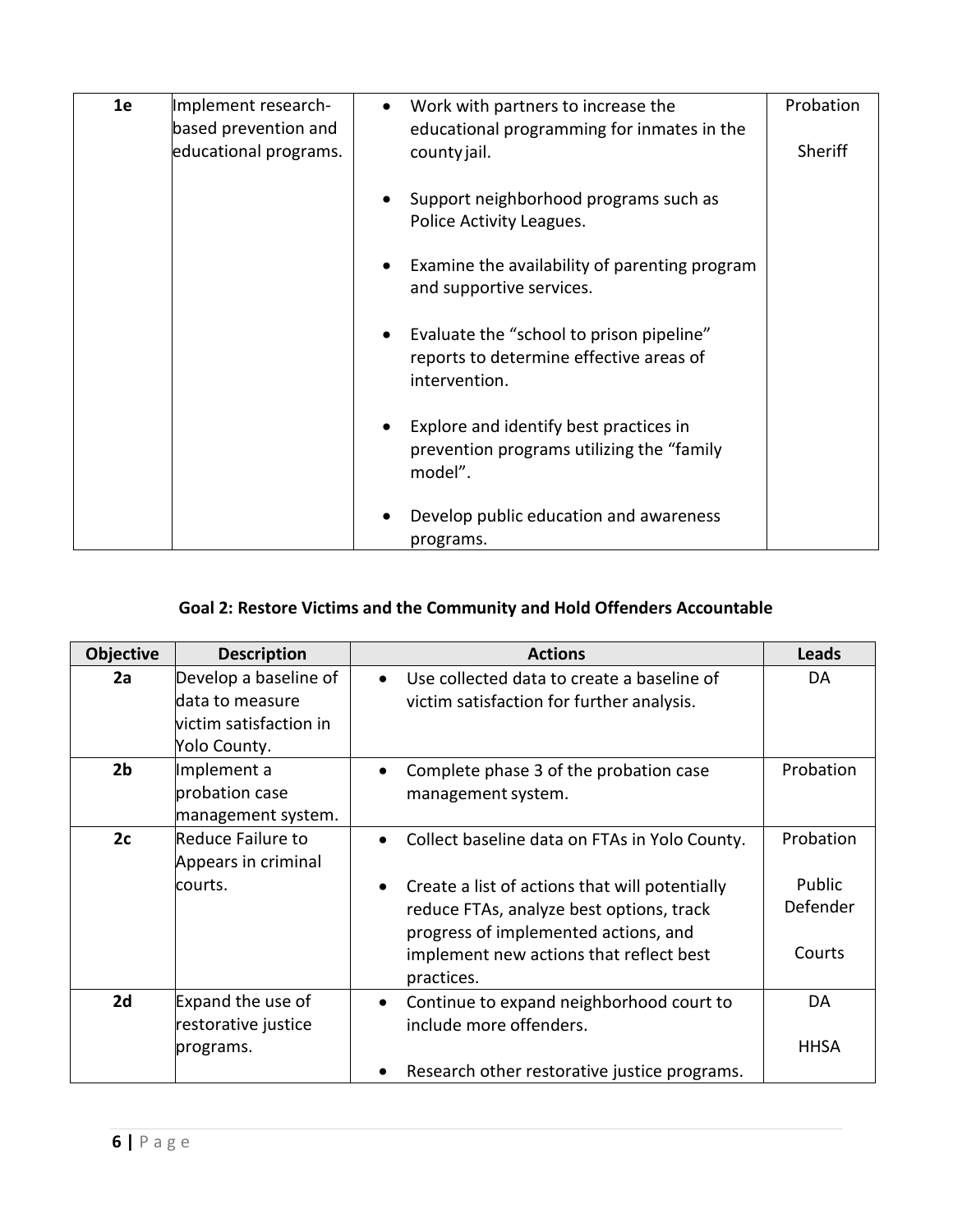| | | | |
|---|---|---|---|
| **1e** | Implement research-based prevention and educational programs. | • Work with partners to increase the educational programming for inmates in the county jail.<br><br>• Support neighborhood programs such as Police Activity Leagues.<br><br>• Examine the availability of parenting program and supportive services.<br><br>• Evaluate the "school to prison pipeline" reports to determine effective areas of intervention.<br><br>• Explore and identify best practices in prevention programs utilizing the "family model".<br><br>• Develop public education and awareness programs. | Probation<br><br>Sheriff |

### Goal 2: Restore Victims and the Community and Hold Offenders Accountable

| Objective | Description | Actions | Leads |
|---|---|---|---|
| **2a** | Develop a baseline of data to measure victim satisfaction in Yolo County. | • Use collected data to create a baseline of victim satisfaction for further analysis. | DA |
| **2b** | Implement a probation case management system. | • Complete phase 3 of the probation case management system. | Probation |
| **2c** | Reduce Failure to Appears in criminal courts. | • Collect baseline data on FTAs in Yolo County.<br><br>• Create a list of actions that will potentially reduce FTAs, analyze best options, track progress of implemented actions, and implement new actions that reflect best practices. | Probation<br><br>Public Defender<br><br>Courts |
| **2d** | Expand the use of restorative justice programs. | • Continue to expand neighborhood court to include more offenders.<br><br>• Research other restorative justice programs. | DA<br><br>HHSA |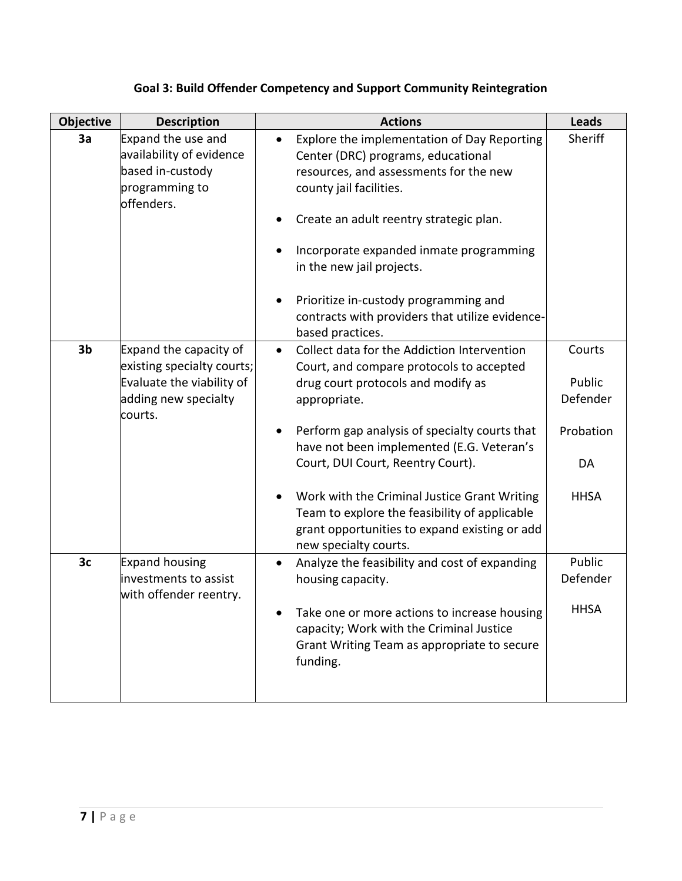## Goal 3: Build Offender Competency and Support Community Reintegration

| Objective | Description | Actions | Leads |
|---|---|---|---|
| **3a** | Expand the use and availability of evidence based in-custody programming to offenders. | • Explore the implementation of Day Reporting Center (DRC) programs, educational resources, and assessments for the new county jail facilities.<br>• Create an adult reentry strategic plan.<br>• Incorporate expanded inmate programming in the new jail projects.<br>• Prioritize in-custody programming and contracts with providers that utilize evidence-based practices. | Sheriff |
| **3b** | Expand the capacity of existing specialty courts; Evaluate the viability of adding new specialty courts. | • Collect data for the Addiction Intervention Court, and compare protocols to accepted drug court protocols and modify as appropriate.<br>• Perform gap analysis of specialty courts that have not been implemented (E.G. Veteran's Court, DUI Court, Reentry Court).<br>• Work with the Criminal Justice Grant Writing Team to explore the feasibility of applicable grant opportunities to expand existing or add new specialty courts. | Courts<br>Public Defender<br>Probation<br>DA<br>HHSA |
| **3c** | Expand housing investments to assist with offender reentry. | • Analyze the feasibility and cost of expanding housing capacity.<br>• Take one or more actions to increase housing capacity; Work with the Criminal Justice Grant Writing Team as appropriate to secure funding. | Public Defender<br>HHSA |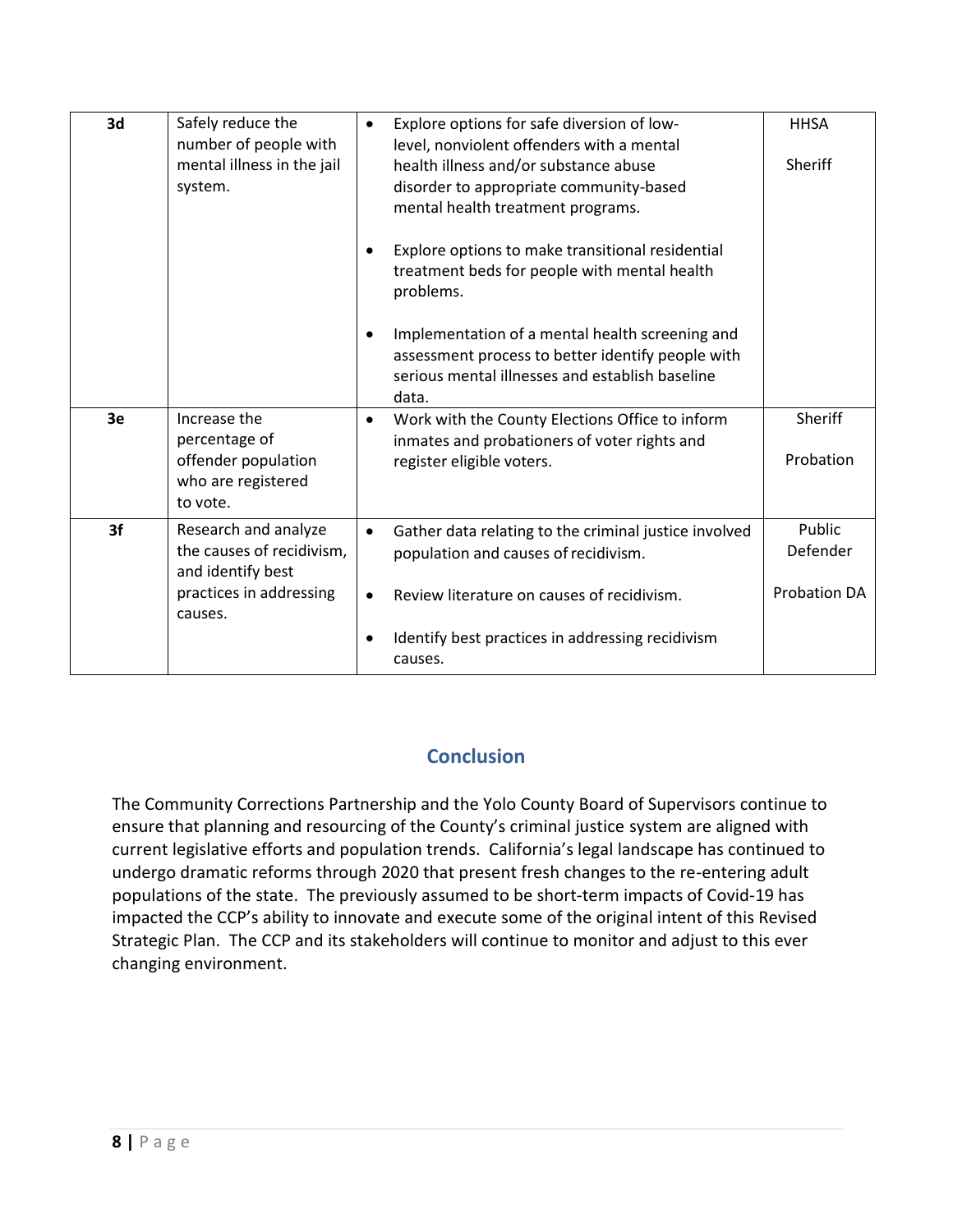| | | | |
|---|---|---|---|
| **3d** | Safely reduce the number of people with mental illness in the jail system. | • Explore options for safe diversion of low-level, nonviolent offenders with a mental health illness and/or substance abuse disorder to appropriate community-based mental health treatment programs.<br><br>• Explore options to make transitional residential treatment beds for people with mental health problems.<br><br>• Implementation of a mental health screening and assessment process to better identify people with serious mental illnesses and establish baseline data. | HHSA<br><br>Sheriff |
| **3e** | Increase the percentage of offender population who are registered to vote. | • Work with the County Elections Office to inform inmates and probationers of voter rights and register eligible voters. | Sheriff<br><br>Probation |
| **3f** | Research and analyze the causes of recidivism, and identify best practices in addressing causes. | • Gather data relating to the criminal justice involved population and causes of recidivism.<br><br>• Review literature on causes of recidivism.<br><br>• Identify best practices in addressing recidivism causes. | Public Defender<br><br>Probation DA |

## Conclusion

The Community Corrections Partnership and the Yolo County Board of Supervisors continue to ensure that planning and resourcing of the County's criminal justice system are aligned with current legislative efforts and population trends. California's legal landscape has continued to undergo dramatic reforms through 2020 that present fresh changes to the re-entering adult populations of the state. The previously assumed to be short-term impacts of Covid-19 has impacted the CCP's ability to innovate and execute some of the original intent of this Revised Strategic Plan. The CCP and its stakeholders will continue to monitor and adjust to this ever changing environment.